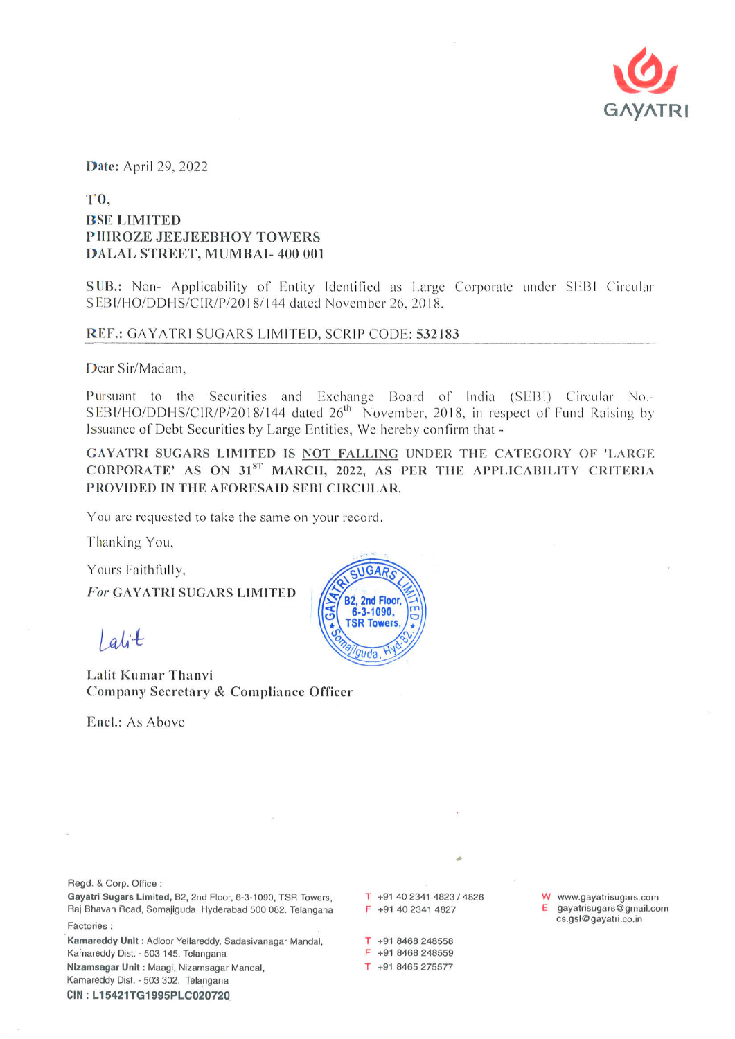GAYATRI

**Date:** April 29, 2022

**TO,**
**BSE LIMITED**
**PHIROZE JEEJEEBHOY TOWERS**
**DALAL STREET, MUMBAI- 400 001**

**SUB.:** Non- Applicability of Entity Identified as Large Corporate under SEBI Circular SEBI/HO/DDHS/CIR/P/2018/144 dated November 26, 2018.

**REF.:** GAYATRI SUGARS LIMITED, SCRIP CODE: **532183**

Dear Sir/Madam,

Pursuant to the Securities and Exchange Board of India (SEBI) Circular No.- SEBI/HO/DDHS/CIR/P/2018/144 dated 26th November, 2018, in respect of Fund Raising by Issuance of Debt Securities by Large Entities, We hereby confirm that -

**GAYATRI SUGARS LIMITED IS NOT FALLING UNDER THE CATEGORY OF 'LARGE CORPORATE' AS ON 31ST MARCH, 2022, AS PER THE APPLICABILITY CRITERIA PROVIDED IN THE AFORESAID SEBI CIRCULAR.**

You are requested to take the same on your record.

Thanking You,

Yours Faithfully,

*For* **GAYATRI SUGARS LIMITED**

Lalit

**Lalit Kumar Thanvi**
**Company Secretary & Compliance Officer**

Encl.: As Above

Regd. & Corp. Office :
**Gayatri Sugars Limited,** B2, 2nd Floor, 6-3-1090, TSR Towers, Raj Bhavan Road, Somajiguda, Hyderabad 500 082. Telangana

T +91 40 2341 4823 / 4826
F +91 40 2341 4827

W www.gayatrisugars.com
E gayatrisugars@gmail.com
cs.gsl@gayatri.co.in

Factories :
**Kamareddy Unit :** Adloor Yellareddy, Sadasivanagar Mandal, Kamareddy Dist. - 503 145. Telangana

T +91 8468 248558
F +91 8468 248559

**Nizamsagar Unit :** Maagi, Nizamsagar Mandal, Kamareddy Dist. - 503 302. Telangana

T +91 8465 275577

**CIN : L15421TG1995PLC020720**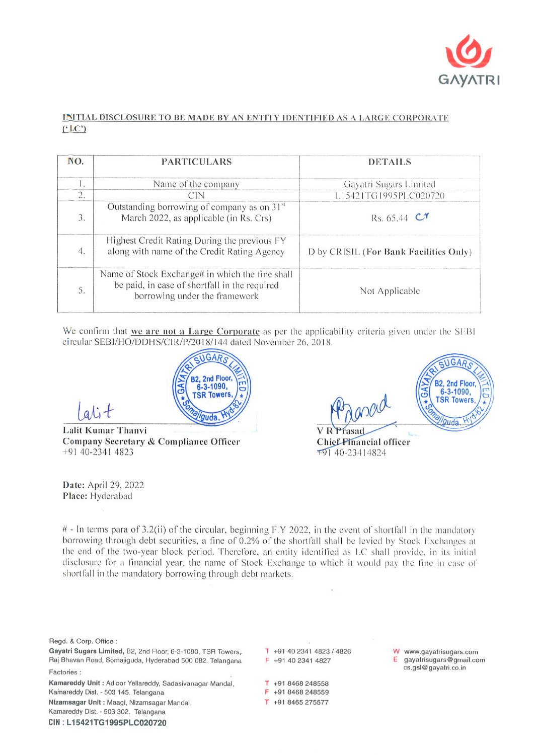GAYATRI

**INITIAL DISCLOSURE TO BE MADE BY AN ENTITY IDENTIFIED AS A LARGE CORPORATE ('LC')**

| NO. | PARTICULARS | DETAILS |
|---|---|---|
| 1. | Name of the company | Gayatri Sugars Limited |
| 2. | CIN | L15421TG1995PLC020720 |
| 3. | Outstanding borrowing of company as on 31st March 2022, as applicable (in Rs. Crs) | Rs. 65.44 Cr |
| 4. | Highest Credit Rating During the previous FY along with name of the Credit Rating Agency | D by CRISIL (**For Bank Facilities Only**) |
| 5. | Name of Stock Exchange# in which the fine shall be paid, in case of shortfall in the required borrowing under the framework | Not Applicable |

We confirm that **we are not a Large Corporate** as per the applicability criteria given under the SEBI circular SEBI/HO/DDHS/CIR/P/2018/144 dated November 26, 2018.

**Lalit Kumar Thanvi**
**Company Secretary & Compliance Officer**
+91 40-2341 4823

**V R Prasad**
**Chief Financial officer**
+91 40-23414824

**Date:** April 29, 2022
**Place:** Hyderabad

# - In terms para of 3.2(ii) of the circular, beginning F.Y 2022, in the event of shortfall in the mandatory borrowing through debt securities, a fine of 0.2% of the shortfall shall be levied by Stock Exchanges at the end of the two-year block period. Therefore, an entity identified as LC shall provide, in its initial disclosure for a financial year, the name of Stock Exchange to which it would pay the fine in case of shortfall in the mandatory borrowing through debt markets.

Regd. & Corp. Office :
**Gayatri Sugars Limited,** B2, 2nd Floor, 6-3-1090, TSR Towers, Raj Bhavan Road, Somajiguda, Hyderabad 500 082. Telangana

T +91 40 2341 4823 / 4826
F +91 40 2341 4827

W www.gayatrisugars.com
E gayatrisugars@gmail.com
cs.gsl@gayatri.co.in

Factories :
**Kamareddy Unit :** Adloor Yellareddy, Sadasivanagar Mandal, Kamareddy Dist. - 503 145. Telangana

T +91 8468 248558
F +91 8468 248559

**Nizamsagar Unit :** Maagi, Nizamsagar Mandal, Kamareddy Dist. - 503 302. Telangana

T +91 8465 275577

**CIN : L15421TG1995PLC020720**